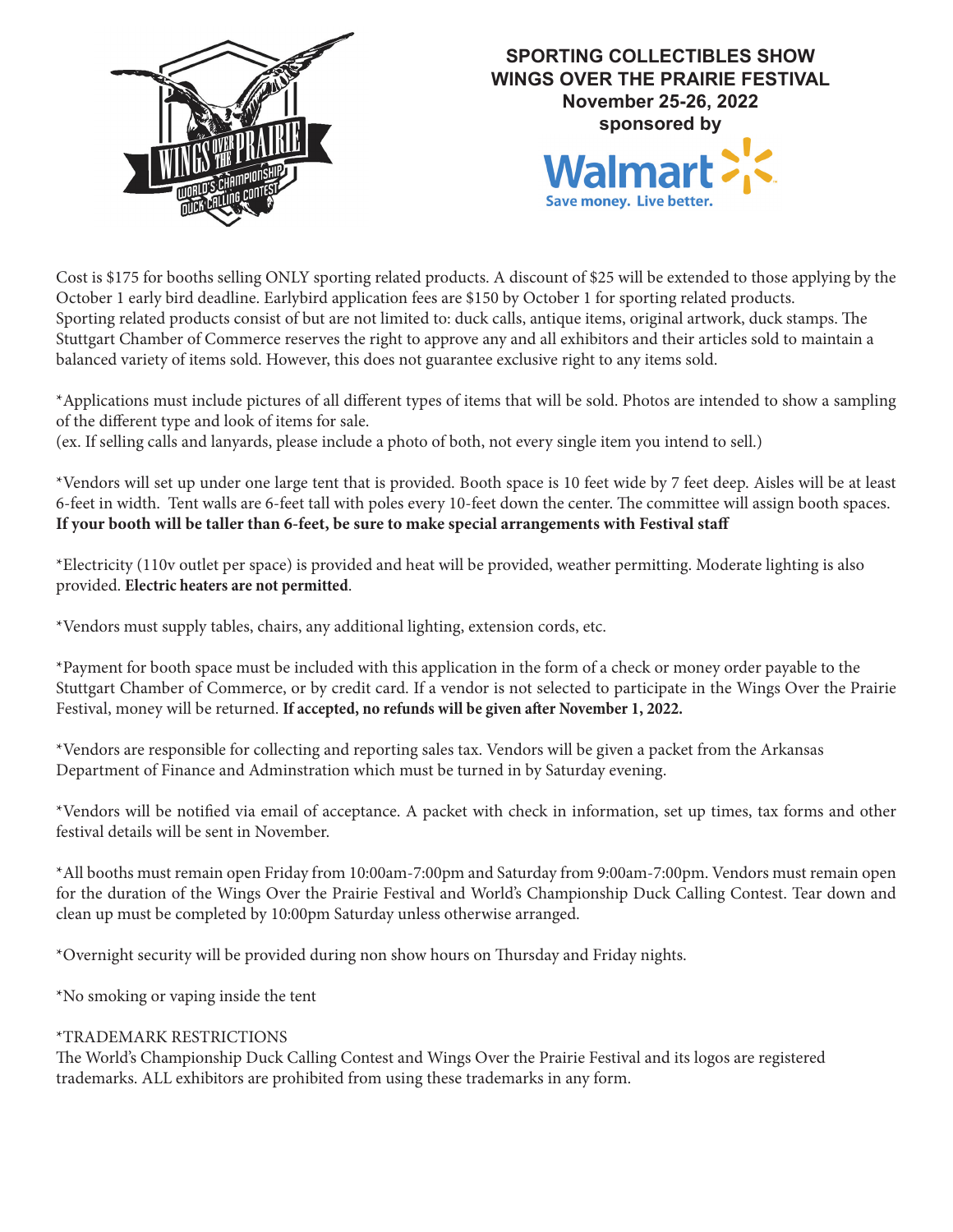# SPORTING COLLECTIBLES SHOW
# WINGS OVER THE PRAIRIE FESTIVAL

**November 25-26, 2022**

**sponsored by**

Walmart

Save money. Live better.

Cost is $175 for booths selling ONLY sporting related products. A discount of $25 will be extended to those applying by the October 1 early bird deadline. Earlybird application fees are $150 by October 1 for sporting related products. Sporting related products consist of but are not limited to: duck calls, antique items, original artwork, duck stamps. The Stuttgart Chamber of Commerce reserves the right to approve any and all exhibitors and their articles sold to maintain a balanced variety of items sold. However, this does not guarantee exclusive right to any items sold.

*Applications must include pictures of all different types of items that will be sold. Photos are intended to show a sampling of the different type and look of items for sale.
(ex. If selling calls and lanyards, please include a photo of both, not every single item you intend to sell.)

*Vendors will set up under one large tent that is provided. Booth space is 10 feet wide by 7 feet deep. Aisles will be at least 6-feet in width. Tent walls are 6-feet tall with poles every 10-feet down the center. The committee will assign booth spaces. **If your booth will be taller than 6-feet, be sure to make special arrangements with Festival staff**

*Electricity (110v outlet per space) is provided and heat will be provided, weather permitting. Moderate lighting is also provided. **Electric heaters are not permitted**.

*Vendors must supply tables, chairs, any additional lighting, extension cords, etc.

*Payment for booth space must be included with this application in the form of a check or money order payable to the Stuttgart Chamber of Commerce, or by credit card. If a vendor is not selected to participate in the Wings Over the Prairie Festival, money will be returned. **If accepted, no refunds will be given after November 1, 2022.**

*Vendors are responsible for collecting and reporting sales tax. Vendors will be given a packet from the Arkansas Department of Finance and Adminstration which must be turned in by Saturday evening.

*Vendors will be notified via email of acceptance. A packet with check in information, set up times, tax forms and other festival details will be sent in November.

*All booths must remain open Friday from 10:00am-7:00pm and Saturday from 9:00am-7:00pm. Vendors must remain open for the duration of the Wings Over the Prairie Festival and World's Championship Duck Calling Contest. Tear down and clean up must be completed by 10:00pm Saturday unless otherwise arranged.

*Overnight security will be provided during non show hours on Thursday and Friday nights.

*No smoking or vaping inside the tent

*TRADEMARK RESTRICTIONS
The World's Championship Duck Calling Contest and Wings Over the Prairie Festival and its logos are registered trademarks. ALL exhibitors are prohibited from using these trademarks in any form.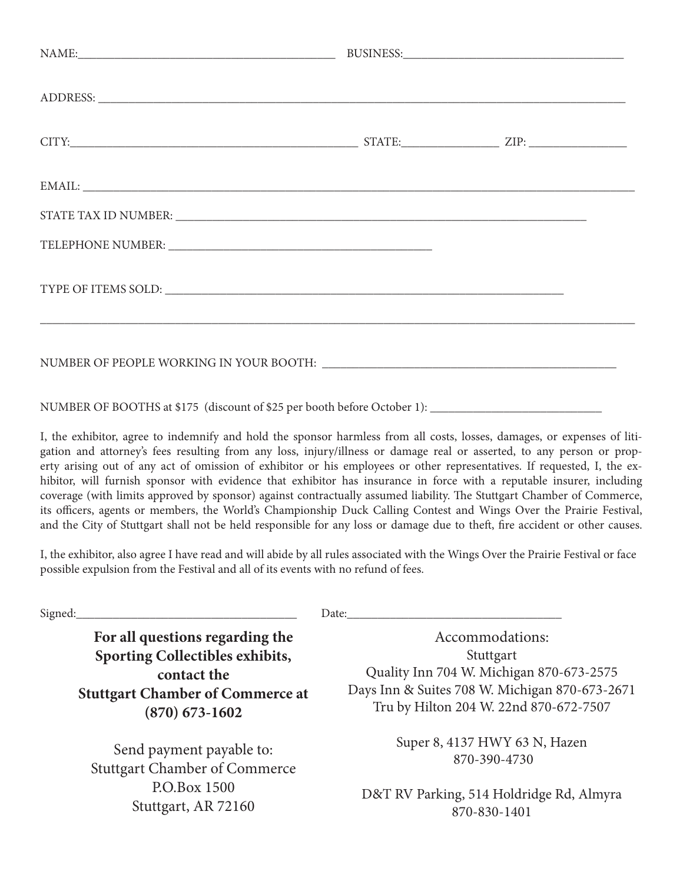NAME:_______________________________________ BUSINESS:_________________________________

ADDRESS: ______________________________________________________________________________

CITY:___________________________________________ STATE:_______________ ZIP: _______________

EMAIL: ________________________________________________________________________________

STATE TAX ID NUMBER: ______________________________________________________________

TELEPHONE NUMBER: _________________________________________

TYPE OF ITEMS SOLD: ______________________________________________________________

_______________________________________________________________________________________

NUMBER OF PEOPLE WORKING IN YOUR BOOTH: ____________________________________________

NUMBER OF BOOTHS at $175 (discount of $25 per booth before October 1): ___________________________

I, the exhibitor, agree to indemnify and hold the sponsor harmless from all costs, losses, damages, or expenses of litigation and attorney's fees resulting from any loss, injury/illness or damage real or asserted, to any person or property arising out of any act of omission of exhibitor or his employees or other representatives. If requested, I, the exhibitor, will furnish sponsor with evidence that exhibitor has insurance in force with a reputable insurer, including coverage (with limits approved by sponsor) against contractually assumed liability. The Stuttgart Chamber of Commerce, its officers, agents or members, the World's Championship Duck Calling Contest and Wings Over the Prairie Festival, and the City of Stuttgart shall not be held responsible for any loss or damage due to theft, fire accident or other causes.

I, the exhibitor, also agree I have read and will abide by all rules associated with the Wings Over the Prairie Festival or face possible expulsion from the Festival and all of its events with no refund of fees.

Signed:_________________________________ Date:_________________________________

**For all questions regarding the Sporting Collectibles exhibits, contact the Stuttgart Chamber of Commerce at (870) 673-1602**

Send payment payable to:
Stuttgart Chamber of Commerce
P.O.Box 1500
Stuttgart, AR 72160

Accommodations:
Stuttgart
Quality Inn 704 W. Michigan 870-673-2575
Days Inn & Suites 708 W. Michigan 870-673-2671
Tru by Hilton 204 W. 22nd 870-672-7507

Super 8, 4137 HWY 63 N, Hazen
870-390-4730

D&T RV Parking, 514 Holdridge Rd, Almyra
870-830-1401